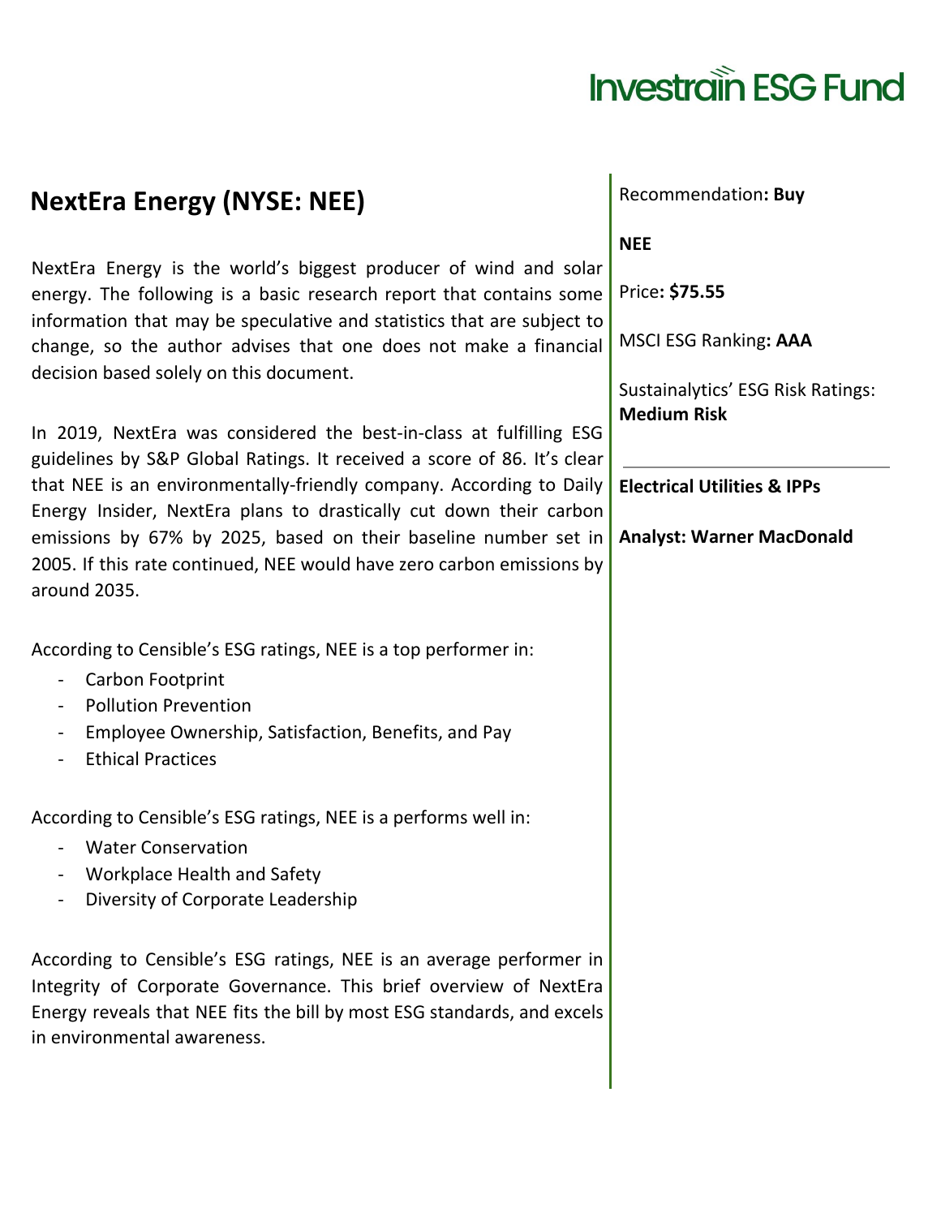Investrain ESG Fund

# NextEra Energy (NYSE: NEE)

NextEra Energy is the world's biggest producer of wind and solar energy. The following is a basic research report that contains some information that may be speculative and statistics that are subject to change, so the author advises that one does not make a financial decision based solely on this document.

In 2019, NextEra was considered the best-in-class at fulfilling ESG guidelines by S&P Global Ratings. It received a score of 86. It's clear that NEE is an environmentally-friendly company. According to Daily Energy Insider, NextEra plans to drastically cut down their carbon emissions by 67% by 2025, based on their baseline number set in 2005. If this rate continued, NEE would have zero carbon emissions by around 2035.

According to Censible's ESG ratings, NEE is a top performer in:

- Carbon Footprint
- Pollution Prevention
- Employee Ownership, Satisfaction, Benefits, and Pay
- Ethical Practices

According to Censible's ESG ratings, NEE is a performs well in:

- Water Conservation
- Workplace Health and Safety
- Diversity of Corporate Leadership

According to Censible's ESG ratings, NEE is an average performer in Integrity of Corporate Governance. This brief overview of NextEra Energy reveals that NEE fits the bill by most ESG standards, and excels in environmental awareness.

Recommendation**: Buy**

**NEE**

Price**: $75.55**

MSCI ESG Ranking**: AAA**

Sustainalytics' ESG Risk Ratings: **Medium Risk**

---

**Electrical Utilities & IPPs**

**Analyst: Warner MacDonald**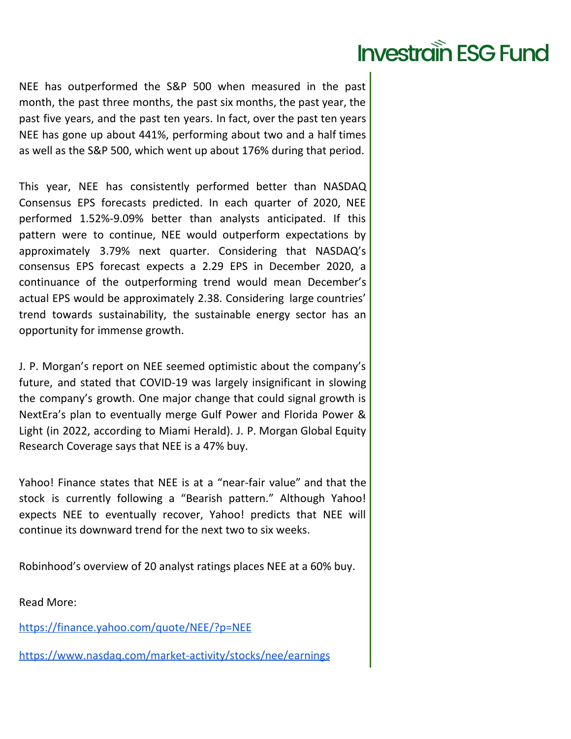NEE has outperformed the S&P 500 when measured in the past month, the past three months, the past six months, the past year, the past five years, and the past ten years. In fact, over the past ten years NEE has gone up about 441%, performing about two and a half times as well as the S&P 500, which went up about 176% during that period.

This year, NEE has consistently performed better than NASDAQ Consensus EPS forecasts predicted. In each quarter of 2020, NEE performed 1.52%-9.09% better than analysts anticipated. If this pattern were to continue, NEE would outperform expectations by approximately 3.79% next quarter. Considering that NASDAQ's consensus EPS forecast expects a 2.29 EPS in December 2020, a continuance of the outperforming trend would mean December's actual EPS would be approximately 2.38. Considering large countries' trend towards sustainability, the sustainable energy sector has an opportunity for immense growth.

J. P. Morgan's report on NEE seemed optimistic about the company's future, and stated that COVID-19 was largely insignificant in slowing the company's growth. One major change that could signal growth is NextEra's plan to eventually merge Gulf Power and Florida Power & Light (in 2022, according to Miami Herald). J. P. Morgan Global Equity Research Coverage says that NEE is a 47% buy.

Yahoo! Finance states that NEE is at a "near-fair value" and that the stock is currently following a "Bearish pattern." Although Yahoo! expects NEE to eventually recover, Yahoo! predicts that NEE will continue its downward trend for the next two to six weeks.

Robinhood's overview of 20 analyst ratings places NEE at a 60% buy.

Read More:

https://finance.yahoo.com/quote/NEE/?p=NEE

https://www.nasdaq.com/market-activity/stocks/nee/earnings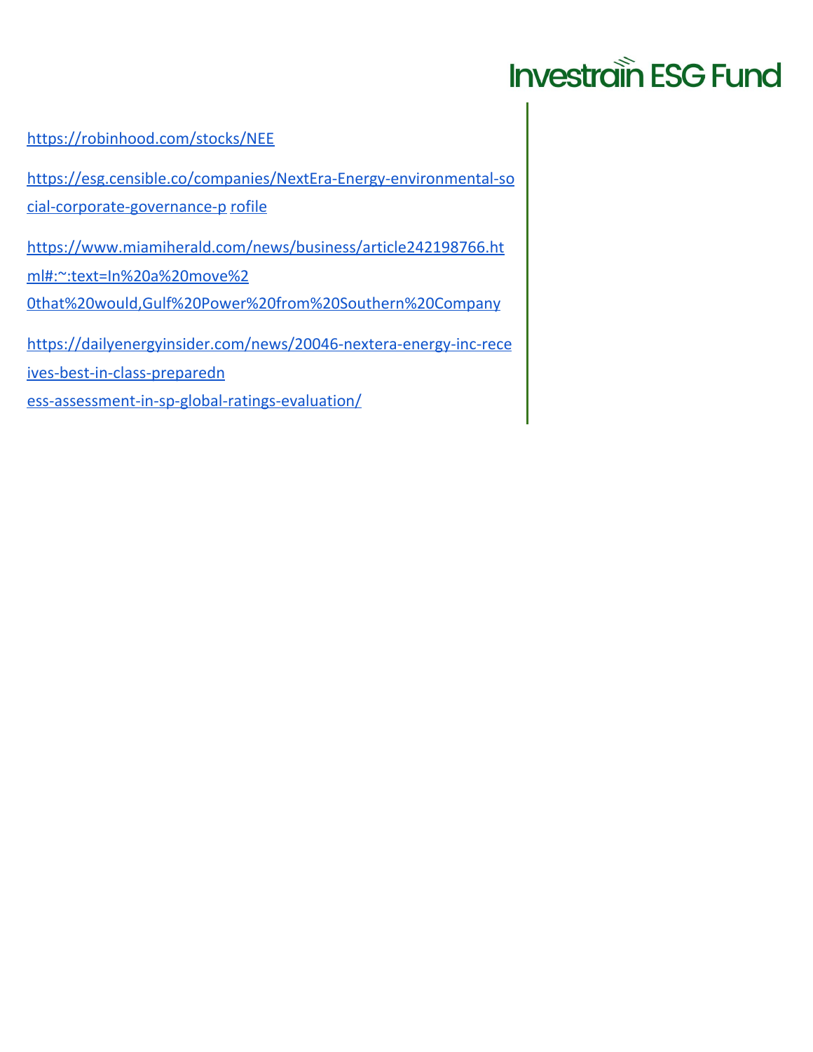https://robinhood.com/stocks/NEE

https://esg.censible.co/companies/NextEra-Energy-environmental-social-corporate-governance-p rofile

https://www.miamiherald.com/news/business/article242198766.html#:~:text=In%20a%20move%20that%20would,Gulf%20Power%20from%20Southern%20Company

https://dailyenergyinsider.com/news/20046-nextera-energy-inc-receives-best-in-class-preparedness-assessment-in-sp-global-ratings-evaluation/